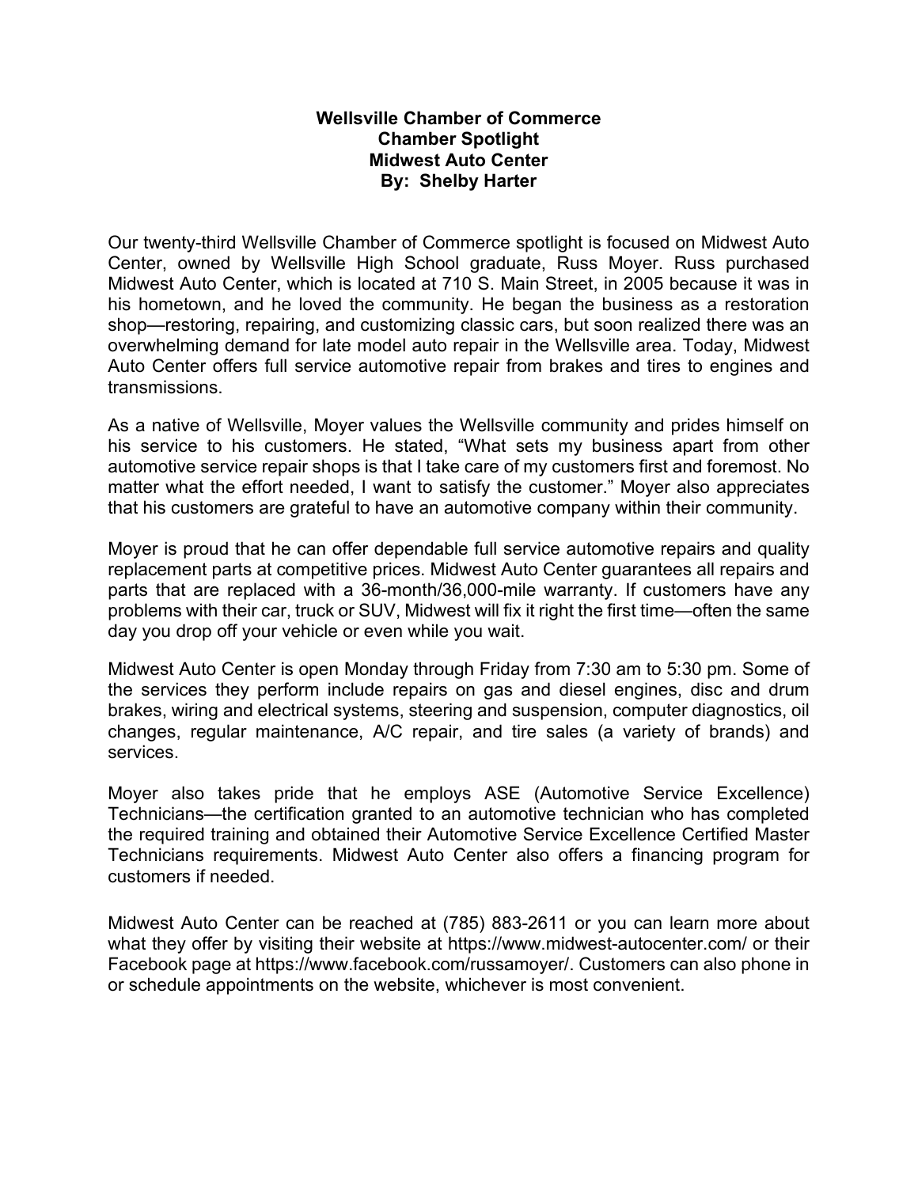**Wellsville Chamber of Commerce**
**Chamber Spotlight**
**Midwest Auto Center**
**By: Shelby Harter**

Our twenty-third Wellsville Chamber of Commerce spotlight is focused on Midwest Auto Center, owned by Wellsville High School graduate, Russ Moyer. Russ purchased Midwest Auto Center, which is located at 710 S. Main Street, in 2005 because it was in his hometown, and he loved the community. He began the business as a restoration shop—restoring, repairing, and customizing classic cars, but soon realized there was an overwhelming demand for late model auto repair in the Wellsville area. Today, Midwest Auto Center offers full service automotive repair from brakes and tires to engines and transmissions.

As a native of Wellsville, Moyer values the Wellsville community and prides himself on his service to his customers. He stated, "What sets my business apart from other automotive service repair shops is that I take care of my customers first and foremost. No matter what the effort needed, I want to satisfy the customer." Moyer also appreciates that his customers are grateful to have an automotive company within their community.

Moyer is proud that he can offer dependable full service automotive repairs and quality replacement parts at competitive prices. Midwest Auto Center guarantees all repairs and parts that are replaced with a 36-month/36,000-mile warranty. If customers have any problems with their car, truck or SUV, Midwest will fix it right the first time—often the same day you drop off your vehicle or even while you wait.

Midwest Auto Center is open Monday through Friday from 7:30 am to 5:30 pm. Some of the services they perform include repairs on gas and diesel engines, disc and drum brakes, wiring and electrical systems, steering and suspension, computer diagnostics, oil changes, regular maintenance, A/C repair, and tire sales (a variety of brands) and services.

Moyer also takes pride that he employs ASE (Automotive Service Excellence) Technicians—the certification granted to an automotive technician who has completed the required training and obtained their Automotive Service Excellence Certified Master Technicians requirements. Midwest Auto Center also offers a financing program for customers if needed.

Midwest Auto Center can be reached at (785) 883-2611 or you can learn more about what they offer by visiting their website at https://www.midwest-autocenter.com/ or their Facebook page at https://www.facebook.com/russamoyer/. Customers can also phone in or schedule appointments on the website, whichever is most convenient.